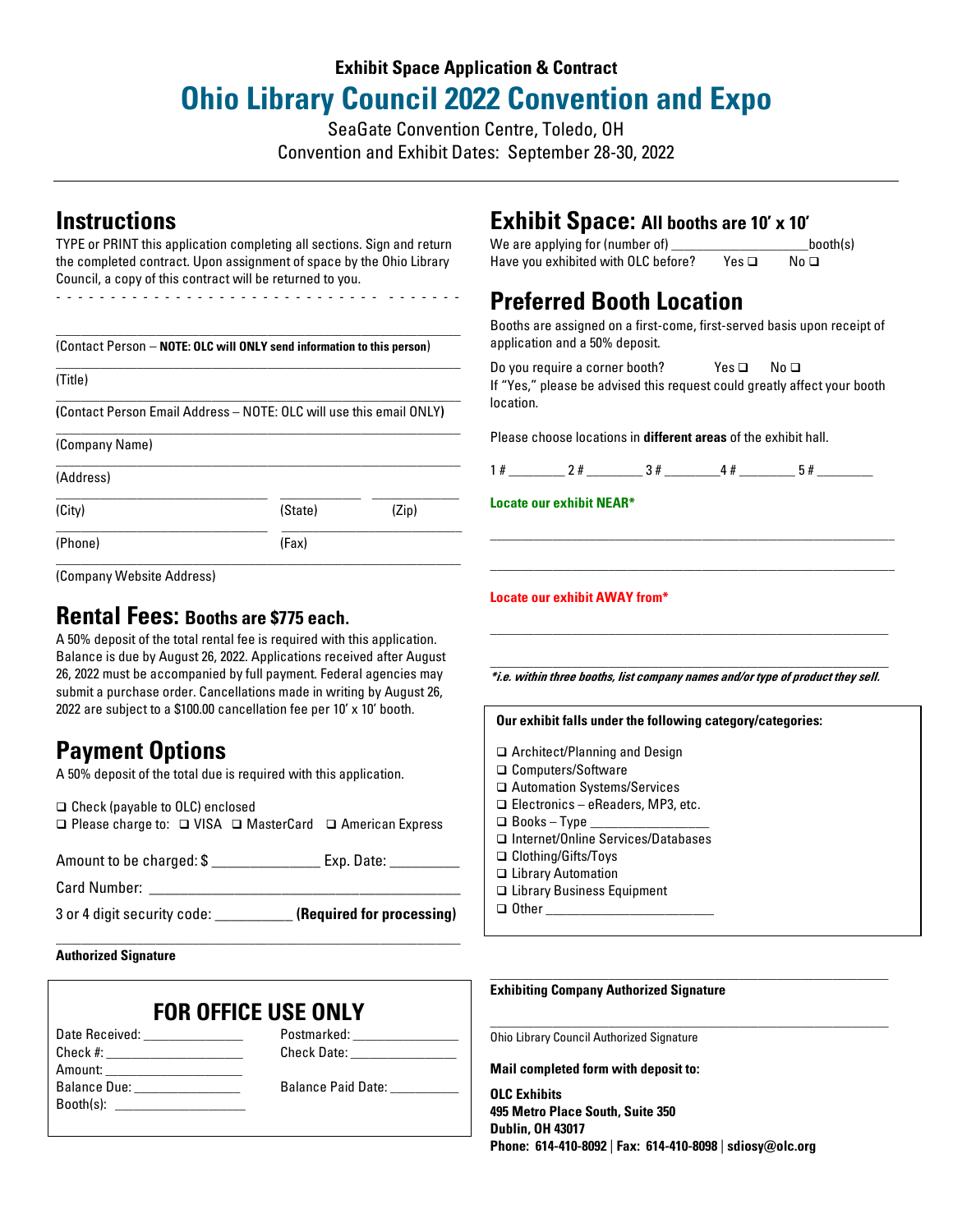**Exhibit Space Application & Contract**

# Ohio Library Council 2022 Convention and Expo

SeaGate Convention Centre, Toledo, OH

Convention and Exhibit Dates: September 28-30, 2022

## Instructions

TYPE or PRINT this application completing all sections. Sign and return the completed contract. Upon assignment of space by the Ohio Library Council, a copy of this contract will be returned to you.

- - - - - - - - - - - - - - - - - - - - - - - - - - - - - - - - - - - - -

_______________________________________________

(Contact Person – **NOTE: OLC will ONLY send information to this person**)

_______________________________________________

(Title)

_______________________________________________

(Contact Person Email Address – NOTE: OLC will use this email ONLY)

_______________________________________________

(Company Name)

_______________________________________________

(Address)

_______________________ __________ __________

(City) (State) (Zip)

_______________________ _______________________

(Phone) (Fax)

_______________________________________________

(Company Website Address)

## Rental Fees: Booths are $775 each.

A 50% deposit of the total rental fee is required with this application. Balance is due by August 26, 2022. Applications received after August 26, 2022 must be accompanied by full payment. Federal agencies may submit a purchase order. Cancellations made in writing by August 26, 2022 are subject to a $100.00 cancellation fee per 10' x 10' booth.

## Payment Options

A 50% deposit of the total due is required with this application.

❑ Check (payable to OLC) enclosed

❑ Please charge to: ❑ VISA ❑ MasterCard ❑ American Express

Amount to be charged: $ _____________ Exp. Date: _________

Card Number: ______________________________________

3 or 4 digit security code: __________ **(Required for processing)**

_______________________________________________

**Authorized Signature**

### FOR OFFICE USE ONLY

Date Received: _____________ Postmarked: _____________

Check #: _____________ Check Date: _____________

Amount: _____________

Balance Due: _____________ Balance Paid Date: _________

Booth(s): _____________

## Exhibit Space: All booths are 10' x 10'

We are applying for (number of) __________________booth(s)

Have you exhibited with OLC before? Yes ❑ No ❑

## Preferred Booth Location

Booths are assigned on a first-come, first-served basis upon receipt of application and a 50% deposit.

Do you require a corner booth? Yes ❑ No ❑

If "Yes," please be advised this request could greatly affect your booth location.

Please choose locations in **different areas** of the exhibit hall.

1 # ________ 2 # ________ 3 # ________ 4 # ________ 5 # ________

**Locate our exhibit NEAR***

_______________________________________________

_______________________________________________

**Locate our exhibit AWAY from***

_______________________________________________

_______________________________________________

***i.e. within three booths, list company names and/or type of product they sell.***

**Our exhibit falls under the following category/categories:**

- ❑ Architect/Planning and Design
- ❑ Computers/Software
- ❑ Automation Systems/Services
- ❑ Electronics – eReaders, MP3, etc.
- ❑ Books – Type ________________
- ❑ Internet/Online Services/Databases
- ❑ Clothing/Gifts/Toys
- ❑ Library Automation
- ❑ Library Business Equipment
- ❑ Other ______________________

_______________________________________________

**Exhibiting Company Authorized Signature**

_______________________________________________

Ohio Library Council Authorized Signature

**Mail completed form with deposit to:**

**OLC Exhibits**
**495 Metro Place South, Suite 350**
**Dublin, OH 43017**
**Phone: 614-410-8092 | Fax: 614-410-8098 | sdiosy@olc.org**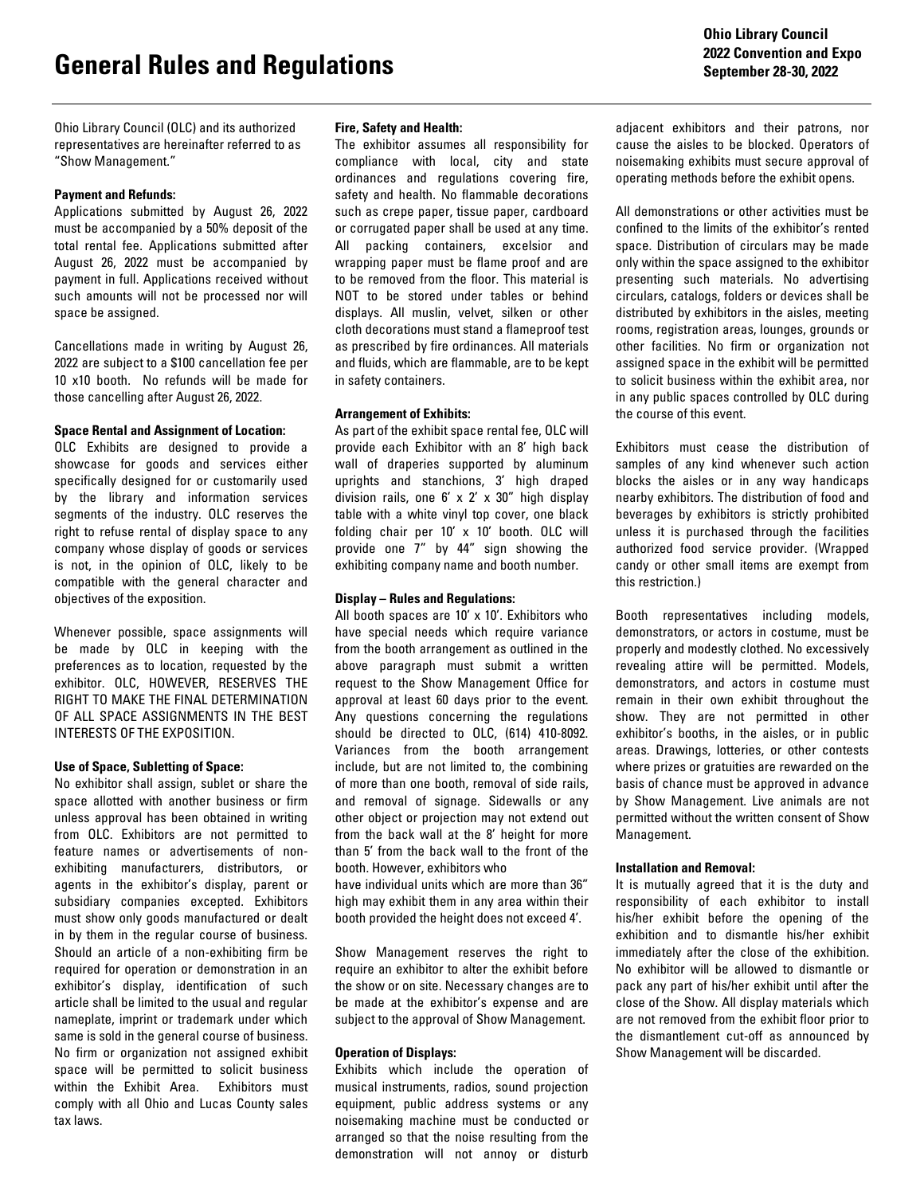# General Rules and Regulations

**Ohio Library Council**
**2022 Convention and Expo**
**September 28-30, 2022**

Ohio Library Council (OLC) and its authorized representatives are hereinafter referred to as "Show Management."

**Payment and Refunds:**
Applications submitted by August 26, 2022 must be accompanied by a 50% deposit of the total rental fee. Applications submitted after August 26, 2022 must be accompanied by payment in full. Applications received without such amounts will not be processed nor will space be assigned.

Cancellations made in writing by August 26, 2022 are subject to a $100 cancellation fee per 10 x10 booth. No refunds will be made for those cancelling after August 26, 2022.

**Space Rental and Assignment of Location:**
OLC Exhibits are designed to provide a showcase for goods and services either specifically designed for or customarily used by the library and information services segments of the industry. OLC reserves the right to refuse rental of display space to any company whose display of goods or services is not, in the opinion of OLC, likely to be compatible with the general character and objectives of the exposition.

Whenever possible, space assignments will be made by OLC in keeping with the preferences as to location, requested by the exhibitor. OLC, HOWEVER, RESERVES THE RIGHT TO MAKE THE FINAL DETERMINATION OF ALL SPACE ASSIGNMENTS IN THE BEST INTERESTS OF THE EXPOSITION.

**Use of Space, Subletting of Space:**
No exhibitor shall assign, sublet or share the space allotted with another business or firm unless approval has been obtained in writing from OLC. Exhibitors are not permitted to feature names or advertisements of non-exhibiting manufacturers, distributors, or agents in the exhibitor's display, parent or subsidiary companies excepted. Exhibitors must show only goods manufactured or dealt in by them in the regular course of business. Should an article of a non-exhibiting firm be required for operation or demonstration in an exhibitor's display, identification of such article shall be limited to the usual and regular nameplate, imprint or trademark under which same is sold in the general course of business. No firm or organization not assigned exhibit space will be permitted to solicit business within the Exhibit Area. Exhibitors must comply with all Ohio and Lucas County sales tax laws.

**Fire, Safety and Health:**
The exhibitor assumes all responsibility for compliance with local, city and state ordinances and regulations covering fire, safety and health. No flammable decorations such as crepe paper, tissue paper, cardboard or corrugated paper shall be used at any time. All packing containers, excelsior and wrapping paper must be flame proof and are to be removed from the floor. This material is NOT to be stored under tables or behind displays. All muslin, velvet, silken or other cloth decorations must stand a flameproof test as prescribed by fire ordinances. All materials and fluids, which are flammable, are to be kept in safety containers.

**Arrangement of Exhibits:**
As part of the exhibit space rental fee, OLC will provide each Exhibitor with an 8' high back wall of draperies supported by aluminum uprights and stanchions, 3' high draped division rails, one 6' x 2' x 30" high display table with a white vinyl top cover, one black folding chair per 10' x 10' booth. OLC will provide one 7" by 44" sign showing the exhibiting company name and booth number.

**Display – Rules and Regulations:**
All booth spaces are 10' x 10'. Exhibitors who have special needs which require variance from the booth arrangement as outlined in the above paragraph must submit a written request to the Show Management Office for approval at least 60 days prior to the event. Any questions concerning the regulations should be directed to OLC, (614) 410-8092. Variances from the booth arrangement include, but are not limited to, the combining of more than one booth, removal of side rails, and removal of signage. Sidewalls or any other object or projection may not extend out from the back wall at the 8' height for more than 5' from the back wall to the front of the booth. However, exhibitors who have individual units which are more than 36" high may exhibit them in any area within their booth provided the height does not exceed 4'.

Show Management reserves the right to require an exhibitor to alter the exhibit before the show or on site. Necessary changes are to be made at the exhibitor's expense and are subject to the approval of Show Management.

**Operation of Displays:**
Exhibits which include the operation of musical instruments, radios, sound projection equipment, public address systems or any noisemaking machine must be conducted or arranged so that the noise resulting from the demonstration will not annoy or disturb adjacent exhibitors and their patrons, nor cause the aisles to be blocked. Operators of noisemaking exhibits must secure approval of operating methods before the exhibit opens.

All demonstrations or other activities must be confined to the limits of the exhibitor's rented space. Distribution of circulars may be made only within the space assigned to the exhibitor presenting such materials. No advertising circulars, catalogs, folders or devices shall be distributed by exhibitors in the aisles, meeting rooms, registration areas, lounges, grounds or other facilities. No firm or organization not assigned space in the exhibit will be permitted to solicit business within the exhibit area, nor in any public spaces controlled by OLC during the course of this event.

Exhibitors must cease the distribution of samples of any kind whenever such action blocks the aisles or in any way handicaps nearby exhibitors. The distribution of food and beverages by exhibitors is strictly prohibited unless it is purchased through the facilities authorized food service provider. (Wrapped candy or other small items are exempt from this restriction.)

Booth representatives including models, demonstrators, or actors in costume, must be properly and modestly clothed. No excessively revealing attire will be permitted. Models, demonstrators, and actors in costume must remain in their own exhibit throughout the show. They are not permitted in other exhibitor's booths, in the aisles, or in public areas. Drawings, lotteries, or other contests where prizes or gratuities are rewarded on the basis of chance must be approved in advance by Show Management. Live animals are not permitted without the written consent of Show Management.

**Installation and Removal:**
It is mutually agreed that it is the duty and responsibility of each exhibitor to install his/her exhibit before the opening of the exhibition and to dismantle his/her exhibit immediately after the close of the exhibition. No exhibitor will be allowed to dismantle or pack any part of his/her exhibit until after the close of the Show. All display materials which are not removed from the exhibit floor prior to the dismantlement cut-off as announced by Show Management will be discarded.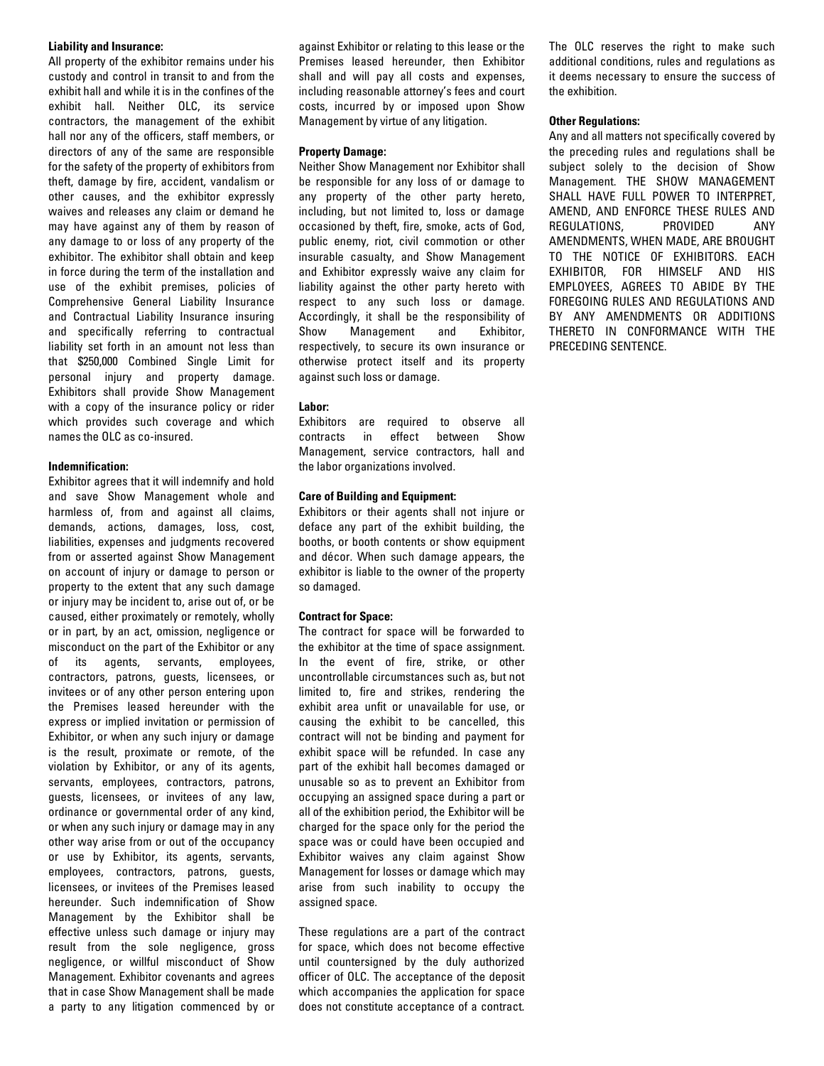**Liability and Insurance:**

All property of the exhibitor remains under his custody and control in transit to and from the exhibit hall and while it is in the confines of the exhibit hall. Neither OLC, its service contractors, the management of the exhibit hall nor any of the officers, staff members, or directors of any of the same are responsible for the safety of the property of exhibitors from theft, damage by fire, accident, vandalism or other causes, and the exhibitor expressly waives and releases any claim or demand he may have against any of them by reason of any damage to or loss of any property of the exhibitor. The exhibitor shall obtain and keep in force during the term of the installation and use of the exhibit premises, policies of Comprehensive General Liability Insurance and Contractual Liability Insurance insuring and specifically referring to contractual liability set forth in an amount not less than that $250,000 Combined Single Limit for personal injury and property damage. Exhibitors shall provide Show Management with a copy of the insurance policy or rider which provides such coverage and which names the OLC as co-insured.

**Indemnification:**

Exhibitor agrees that it will indemnify and hold and save Show Management whole and harmless of, from and against all claims, demands, actions, damages, loss, cost, liabilities, expenses and judgments recovered from or asserted against Show Management on account of injury or damage to person or property to the extent that any such damage or injury may be incident to, arise out of, or be caused, either proximately or remotely, wholly or in part, by an act, omission, negligence or misconduct on the part of the Exhibitor or any of its agents, servants, employees, contractors, patrons, guests, licensees, or invitees or of any other person entering upon the Premises leased hereunder with the express or implied invitation or permission of Exhibitor, or when any such injury or damage is the result, proximate or remote, of the violation by Exhibitor, or any of its agents, servants, employees, contractors, patrons, guests, licensees, or invitees of any law, ordinance or governmental order of any kind, or when any such injury or damage may in any other way arise from or out of the occupancy or use by Exhibitor, its agents, servants, employees, contractors, patrons, guests, licensees, or invitees of the Premises leased hereunder. Such indemnification of Show Management by the Exhibitor shall be effective unless such damage or injury may result from the sole negligence, gross negligence, or willful misconduct of Show Management. Exhibitor covenants and agrees that in case Show Management shall be made a party to any litigation commenced by or against Exhibitor or relating to this lease or the Premises leased hereunder, then Exhibitor shall and will pay all costs and expenses, including reasonable attorney's fees and court costs, incurred by or imposed upon Show Management by virtue of any litigation.

**Property Damage:**

Neither Show Management nor Exhibitor shall be responsible for any loss of or damage to any property of the other party hereto, including, but not limited to, loss or damage occasioned by theft, fire, smoke, acts of God, public enemy, riot, civil commotion or other insurable casualty, and Show Management and Exhibitor expressly waive any claim for liability against the other party hereto with respect to any such loss or damage. Accordingly, it shall be the responsibility of Show Management and Exhibitor, respectively, to secure its own insurance or otherwise protect itself and its property against such loss or damage.

**Labor:**

Exhibitors are required to observe all contracts in effect between Show Management, service contractors, hall and the labor organizations involved.

**Care of Building and Equipment:**

Exhibitors or their agents shall not injure or deface any part of the exhibit building, the booths, or booth contents or show equipment and décor. When such damage appears, the exhibitor is liable to the owner of the property so damaged.

**Contract for Space:**

The contract for space will be forwarded to the exhibitor at the time of space assignment. In the event of fire, strike, or other uncontrollable circumstances such as, but not limited to, fire and strikes, rendering the exhibit area unfit or unavailable for use, or causing the exhibit to be cancelled, this contract will not be binding and payment for exhibit space will be refunded. In case any part of the exhibit hall becomes damaged or unusable so as to prevent an Exhibitor from occupying an assigned space during a part or all of the exhibition period, the Exhibitor will be charged for the space only for the period the space was or could have been occupied and Exhibitor waives any claim against Show Management for losses or damage which may arise from such inability to occupy the assigned space.

These regulations are a part of the contract for space, which does not become effective until countersigned by the duly authorized officer of OLC. The acceptance of the deposit which accompanies the application for space does not constitute acceptance of a contract.

The OLC reserves the right to make such additional conditions, rules and regulations as it deems necessary to ensure the success of the exhibition.

**Other Regulations:**

Any and all matters not specifically covered by the preceding rules and regulations shall be subject solely to the decision of Show Management. THE SHOW MANAGEMENT SHALL HAVE FULL POWER TO INTERPRET, AMEND, AND ENFORCE THESE RULES AND REGULATIONS, PROVIDED ANY AMENDMENTS, WHEN MADE, ARE BROUGHT TO THE NOTICE OF EXHIBITORS. EACH EXHIBITOR, FOR HIMSELF AND HIS EMPLOYEES, AGREES TO ABIDE BY THE FOREGOING RULES AND REGULATIONS AND BY ANY AMENDMENTS OR ADDITIONS THERETO IN CONFORMANCE WITH THE PRECEDING SENTENCE.